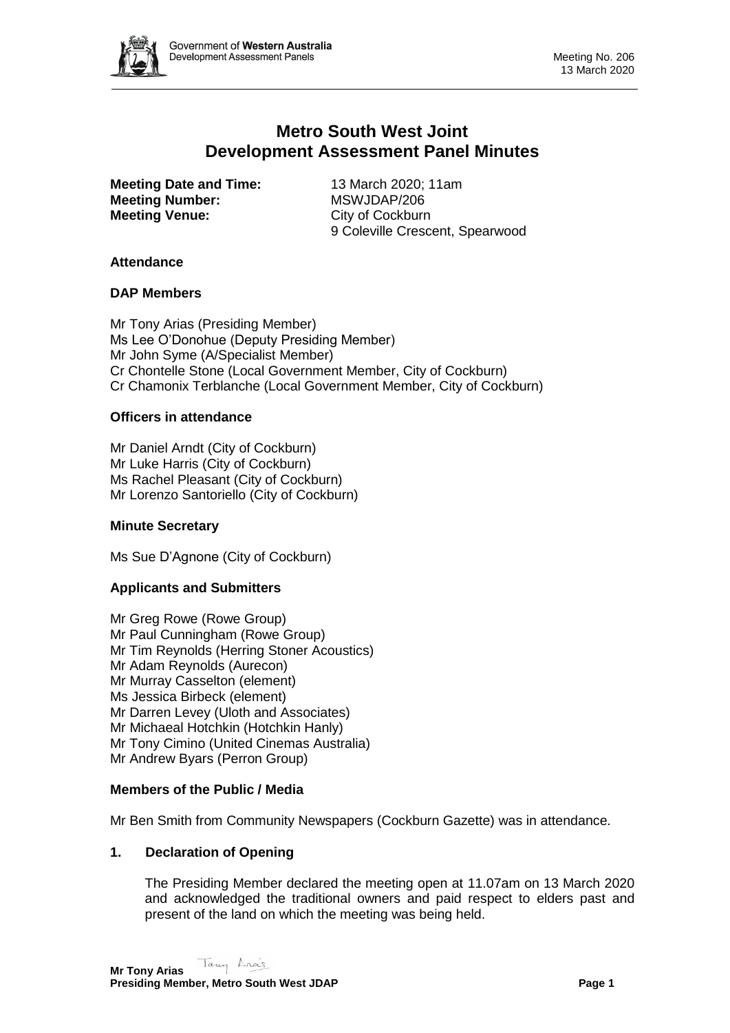# Metro South West Joint Development Assessment Panel Minutes

**Meeting Date and Time:** 13 March 2020; 11am
**Meeting Number:** MSWJDAP/206
**Meeting Venue:** City of Cockburn
9 Coleville Crescent, Spearwood

## Attendance

### DAP Members

Mr Tony Arias (Presiding Member)
Ms Lee O'Donohue (Deputy Presiding Member)
Mr John Syme (A/Specialist Member)
Cr Chontelle Stone (Local Government Member, City of Cockburn)
Cr Chamonix Terblanche (Local Government Member, City of Cockburn)

### Officers in attendance

Mr Daniel Arndt (City of Cockburn)
Mr Luke Harris (City of Cockburn)
Ms Rachel Pleasant (City of Cockburn)
Mr Lorenzo Santoriello (City of Cockburn)

### Minute Secretary

Ms Sue D'Agnone (City of Cockburn)

### Applicants and Submitters

Mr Greg Rowe (Rowe Group)
Mr Paul Cunningham (Rowe Group)
Mr Tim Reynolds (Herring Stoner Acoustics)
Mr Adam Reynolds (Aurecon)
Mr Murray Casselton (element)
Ms Jessica Birbeck (element)
Mr Darren Levey (Uloth and Associates)
Mr Michaeal Hotchkin (Hotchkin Hanly)
Mr Tony Cimino (United Cinemas Australia)
Mr Andrew Byars (Perron Group)

### Members of the Public / Media

Mr Ben Smith from Community Newspapers (Cockburn Gazette) was in attendance.

## 1. Declaration of Opening

The Presiding Member declared the meeting open at 11.07am on 13 March 2020 and acknowledged the traditional owners and paid respect to elders past and present of the land on which the meeting was being held.

**Mr Tony Arias**
**Presiding Member, Metro South West JDAP**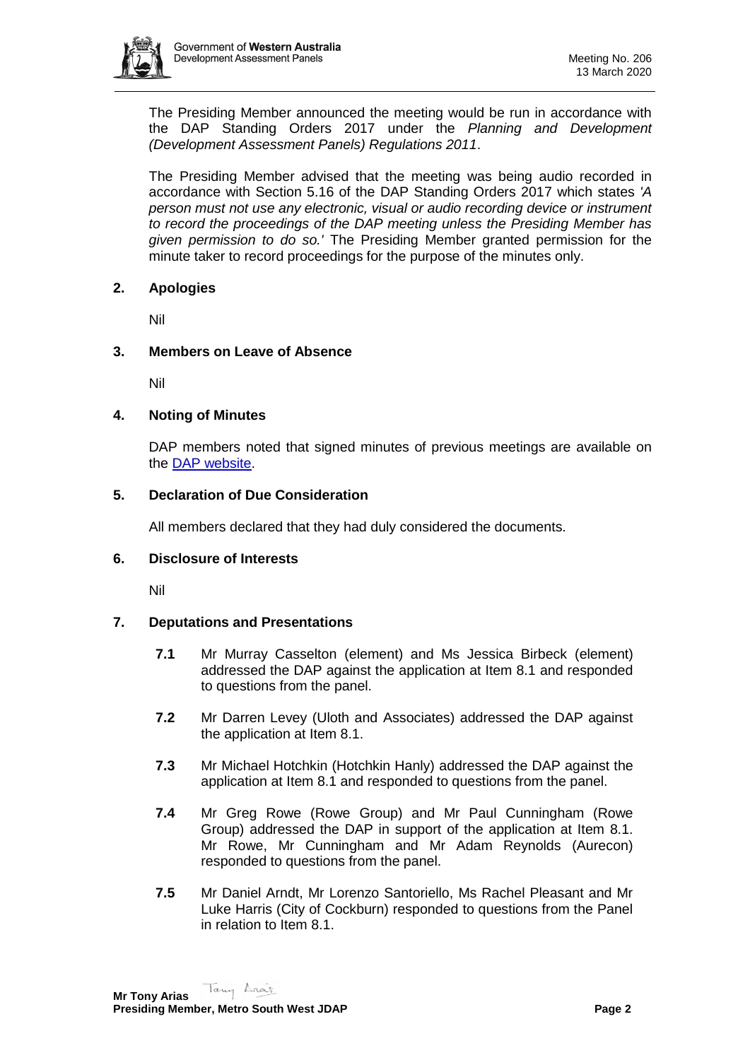The Presiding Member announced the meeting would be run in accordance with the DAP Standing Orders 2017 under the *Planning and Development (Development Assessment Panels) Regulations 2011*.

The Presiding Member advised that the meeting was being audio recorded in accordance with Section 5.16 of the DAP Standing Orders 2017 which states *'A person must not use any electronic, visual or audio recording device or instrument to record the proceedings of the DAP meeting unless the Presiding Member has given permission to do so.'* The Presiding Member granted permission for the minute taker to record proceedings for the purpose of the minutes only.

## 2. Apologies

Nil

## 3. Members on Leave of Absence

Nil

## 4. Noting of Minutes

DAP members noted that signed minutes of previous meetings are available on the [DAP website](#).

## 5. Declaration of Due Consideration

All members declared that they had duly considered the documents.

## 6. Disclosure of Interests

Nil

## 7. Deputations and Presentations

**7.1** Mr Murray Casselton (element) and Ms Jessica Birbeck (element) addressed the DAP against the application at Item 8.1 and responded to questions from the panel.

**7.2** Mr Darren Levey (Uloth and Associates) addressed the DAP against the application at Item 8.1.

**7.3** Mr Michael Hotchkin (Hotchkin Hanly) addressed the DAP against the application at Item 8.1 and responded to questions from the panel.

**7.4** Mr Greg Rowe (Rowe Group) and Mr Paul Cunningham (Rowe Group) addressed the DAP in support of the application at Item 8.1. Mr Rowe, Mr Cunningham and Mr Adam Reynolds (Aurecon) responded to questions from the panel.

**7.5** Mr Daniel Arndt, Mr Lorenzo Santoriello, Ms Rachel Pleasant and Mr Luke Harris (City of Cockburn) responded to questions from the Panel in relation to Item 8.1.

**Mr Tony Arias**
**Presiding Member, Metro South West JDAP**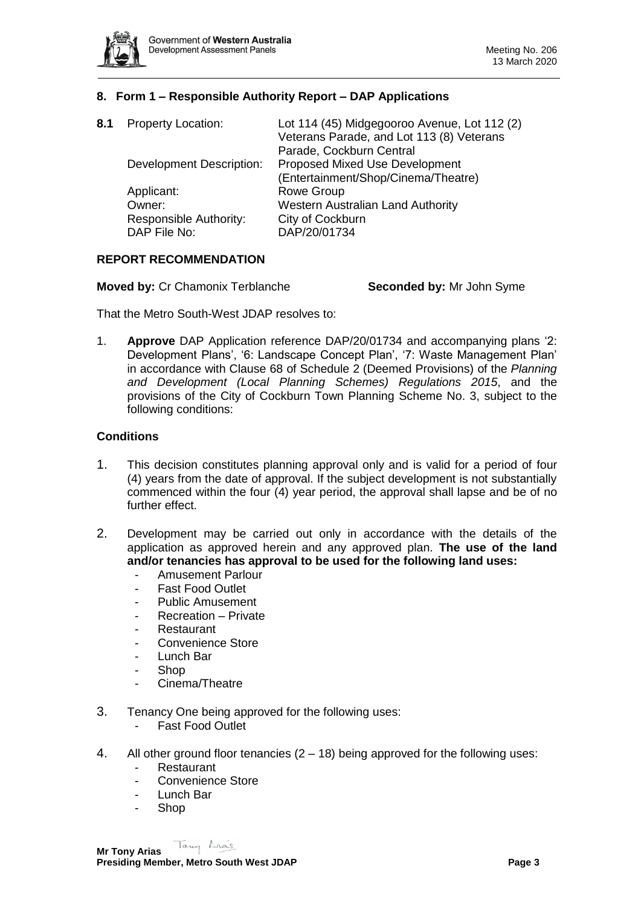## 8. Form 1 – Responsible Authority Report – DAP Applications

**8.1** Property Location: Lot 114 (45) Midgegooroo Avenue, Lot 112 (2) Veterans Parade, and Lot 113 (8) Veterans Parade, Cockburn Central

Development Description: Proposed Mixed Use Development (Entertainment/Shop/Cinema/Theatre)

Applicant: Rowe Group

Owner: Western Australian Land Authority

Responsible Authority: City of Cockburn

DAP File No: DAP/20/01734

### REPORT RECOMMENDATION

**Moved by:** Cr Chamonix Terblanche **Seconded by:** Mr John Syme

That the Metro South-West JDAP resolves to:

1. **Approve** DAP Application reference DAP/20/01734 and accompanying plans '2: Development Plans', '6: Landscape Concept Plan', '7: Waste Management Plan' in accordance with Clause 68 of Schedule 2 (Deemed Provisions) of the *Planning and Development (Local Planning Schemes) Regulations 2015*, and the provisions of the City of Cockburn Town Planning Scheme No. 3, subject to the following conditions:

### Conditions

1. This decision constitutes planning approval only and is valid for a period of four (4) years from the date of approval. If the subject development is not substantially commenced within the four (4) year period, the approval shall lapse and be of no further effect.

2. Development may be carried out only in accordance with the details of the application as approved herein and any approved plan. **The use of the land and/or tenancies has approval to be used for the following land uses:**
   - Amusement Parlour
   - Fast Food Outlet
   - Public Amusement
   - Recreation – Private
   - Restaurant
   - Convenience Store
   - Lunch Bar
   - Shop
   - Cinema/Theatre

3. Tenancy One being approved for the following uses:
   - Fast Food Outlet

4. All other ground floor tenancies (2 – 18) being approved for the following uses:
   - Restaurant
   - Convenience Store
   - Lunch Bar
   - Shop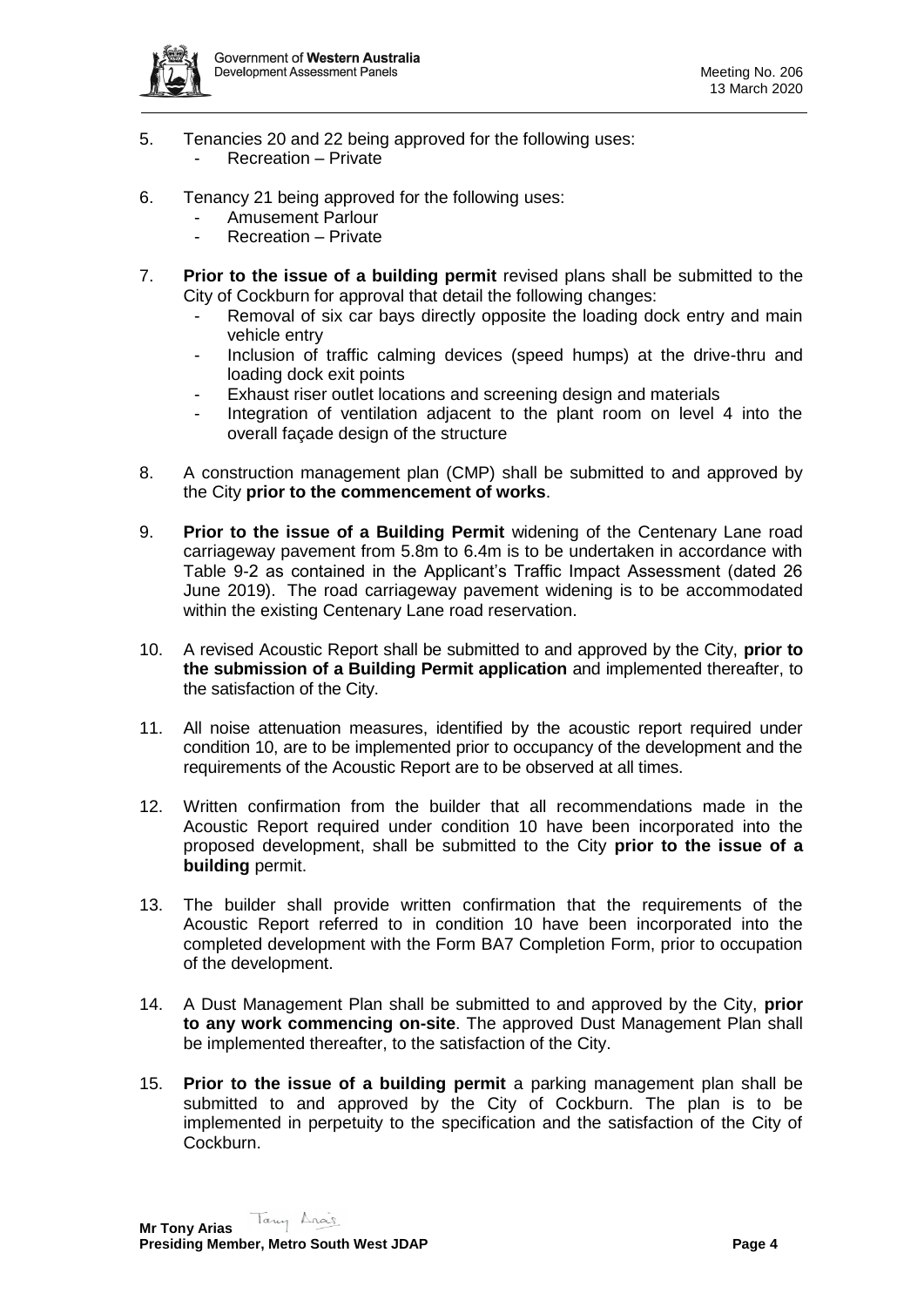5. Tenancies 20 and 22 being approved for the following uses:
   - Recreation – Private

6. Tenancy 21 being approved for the following uses:
   - Amusement Parlour
   - Recreation – Private

7. **Prior to the issue of a building permit** revised plans shall be submitted to the City of Cockburn for approval that detail the following changes:
   - Removal of six car bays directly opposite the loading dock entry and main vehicle entry
   - Inclusion of traffic calming devices (speed humps) at the drive-thru and loading dock exit points
   - Exhaust riser outlet locations and screening design and materials
   - Integration of ventilation adjacent to the plant room on level 4 into the overall façade design of the structure

8. A construction management plan (CMP) shall be submitted to and approved by the City **prior to the commencement of works**.

9. **Prior to the issue of a Building Permit** widening of the Centenary Lane road carriageway pavement from 5.8m to 6.4m is to be undertaken in accordance with Table 9-2 as contained in the Applicant's Traffic Impact Assessment (dated 26 June 2019). The road carriageway pavement widening is to be accommodated within the existing Centenary Lane road reservation.

10. A revised Acoustic Report shall be submitted to and approved by the City, **prior to the submission of a Building Permit application** and implemented thereafter, to the satisfaction of the City.

11. All noise attenuation measures, identified by the acoustic report required under condition 10, are to be implemented prior to occupancy of the development and the requirements of the Acoustic Report are to be observed at all times.

12. Written confirmation from the builder that all recommendations made in the Acoustic Report required under condition 10 have been incorporated into the proposed development, shall be submitted to the City **prior to the issue of a building** permit.

13. The builder shall provide written confirmation that the requirements of the Acoustic Report referred to in condition 10 have been incorporated into the completed development with the Form BA7 Completion Form, prior to occupation of the development.

14. A Dust Management Plan shall be submitted to and approved by the City, **prior to any work commencing on-site**. The approved Dust Management Plan shall be implemented thereafter, to the satisfaction of the City.

15. **Prior to the issue of a building permit** a parking management plan shall be submitted to and approved by the City of Cockburn. The plan is to be implemented in perpetuity to the specification and the satisfaction of the City of Cockburn.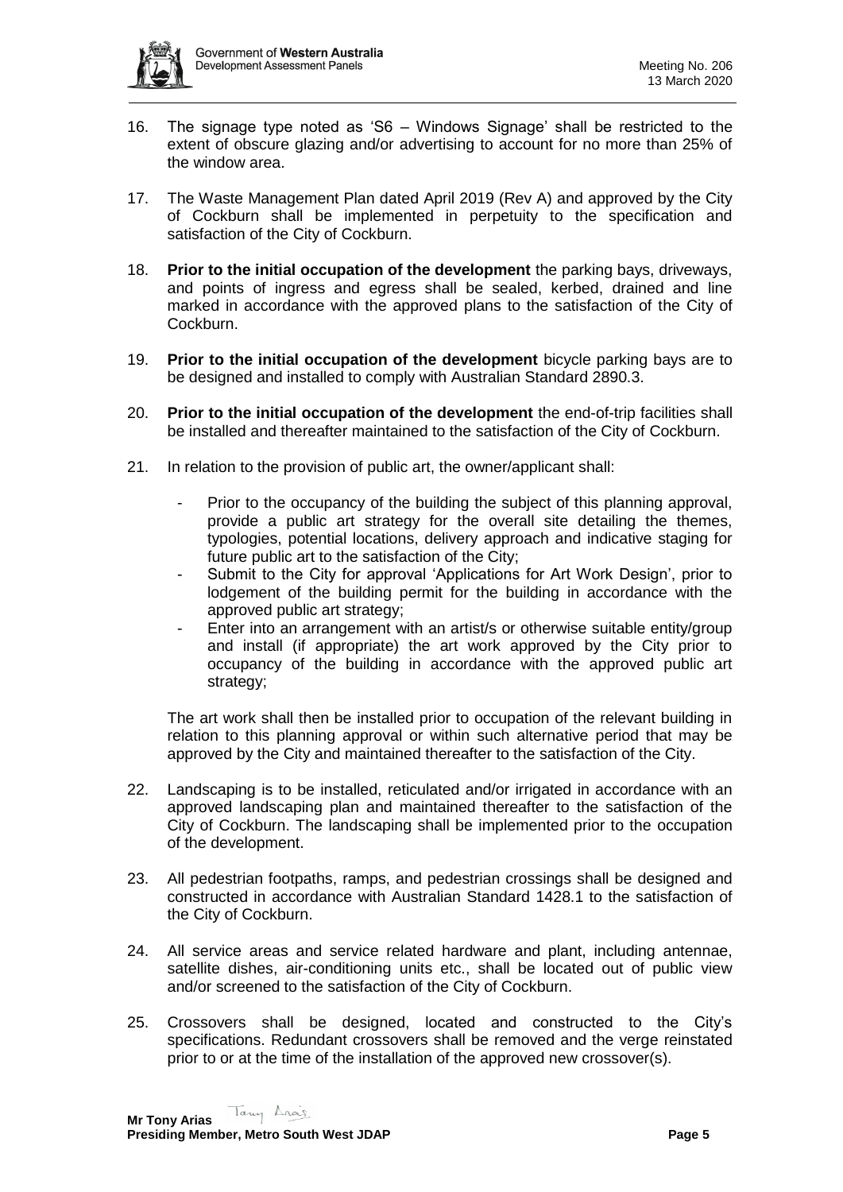16. The signage type noted as 'S6 – Windows Signage' shall be restricted to the extent of obscure glazing and/or advertising to account for no more than 25% of the window area.

17. The Waste Management Plan dated April 2019 (Rev A) and approved by the City of Cockburn shall be implemented in perpetuity to the specification and satisfaction of the City of Cockburn.

18. **Prior to the initial occupation of the development** the parking bays, driveways, and points of ingress and egress shall be sealed, kerbed, drained and line marked in accordance with the approved plans to the satisfaction of the City of Cockburn.

19. **Prior to the initial occupation of the development** bicycle parking bays are to be designed and installed to comply with Australian Standard 2890.3.

20. **Prior to the initial occupation of the development** the end-of-trip facilities shall be installed and thereafter maintained to the satisfaction of the City of Cockburn.

21. In relation to the provision of public art, the owner/applicant shall:

    - Prior to the occupancy of the building the subject of this planning approval, provide a public art strategy for the overall site detailing the themes, typologies, potential locations, delivery approach and indicative staging for future public art to the satisfaction of the City;
    - Submit to the City for approval 'Applications for Art Work Design', prior to lodgement of the building permit for the building in accordance with the approved public art strategy;
    - Enter into an arrangement with an artist/s or otherwise suitable entity/group and install (if appropriate) the art work approved by the City prior to occupancy of the building in accordance with the approved public art strategy;

    The art work shall then be installed prior to occupation of the relevant building in relation to this planning approval or within such alternative period that may be approved by the City and maintained thereafter to the satisfaction of the City.

22. Landscaping is to be installed, reticulated and/or irrigated in accordance with an approved landscaping plan and maintained thereafter to the satisfaction of the City of Cockburn. The landscaping shall be implemented prior to the occupation of the development.

23. All pedestrian footpaths, ramps, and pedestrian crossings shall be designed and constructed in accordance with Australian Standard 1428.1 to the satisfaction of the City of Cockburn.

24. All service areas and service related hardware and plant, including antennae, satellite dishes, air-conditioning units etc., shall be located out of public view and/or screened to the satisfaction of the City of Cockburn.

25. Crossovers shall be designed, located and constructed to the City's specifications. Redundant crossovers shall be removed and the verge reinstated prior to or at the time of the installation of the approved new crossover(s).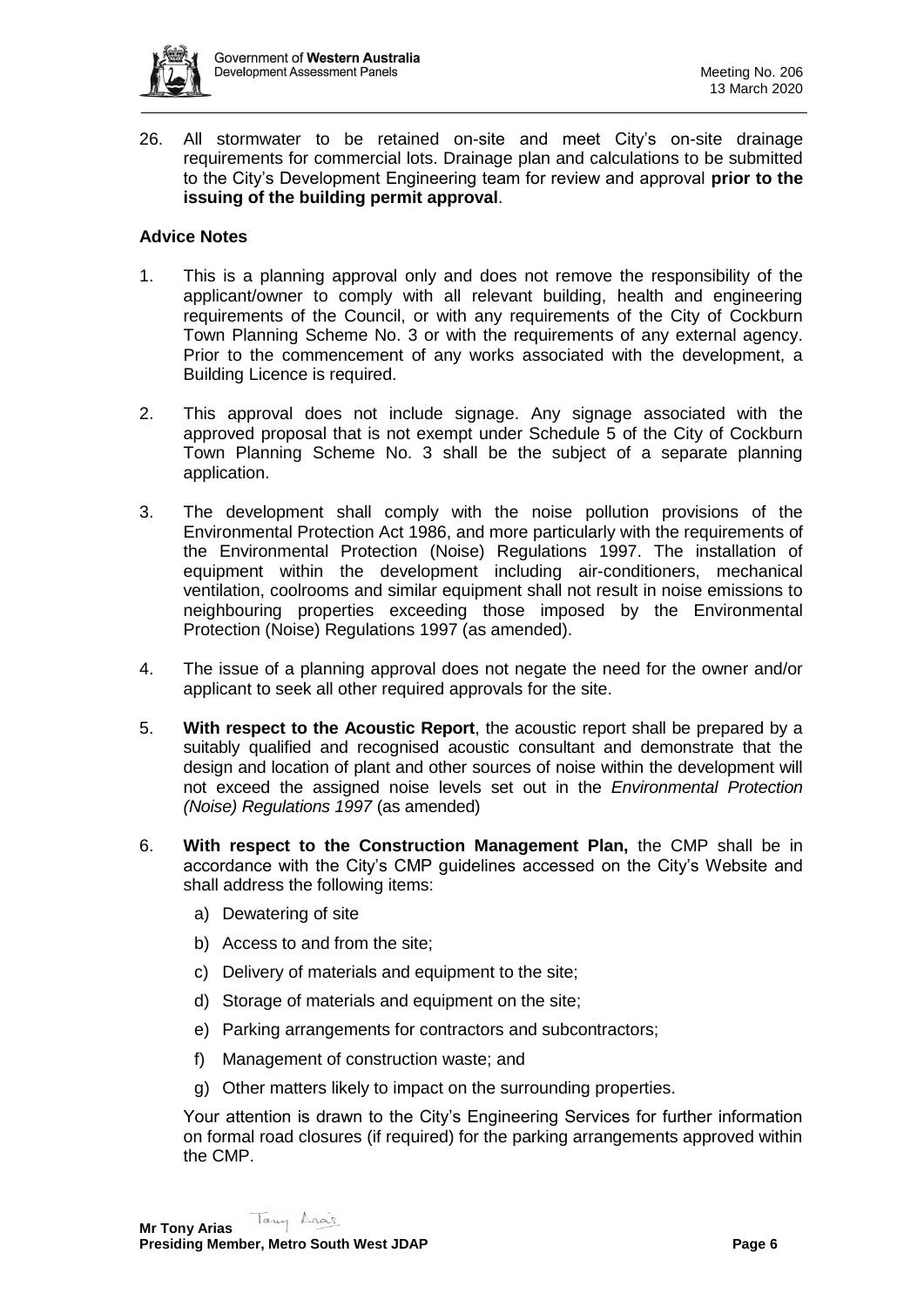26. All stormwater to be retained on-site and meet City's on-site drainage requirements for commercial lots. Drainage plan and calculations to be submitted to the City's Development Engineering team for review and approval **prior to the issuing of the building permit approval**.

**Advice Notes**

1. This is a planning approval only and does not remove the responsibility of the applicant/owner to comply with all relevant building, health and engineering requirements of the Council, or with any requirements of the City of Cockburn Town Planning Scheme No. 3 or with the requirements of any external agency. Prior to the commencement of any works associated with the development, a Building Licence is required.

2. This approval does not include signage. Any signage associated with the approved proposal that is not exempt under Schedule 5 of the City of Cockburn Town Planning Scheme No. 3 shall be the subject of a separate planning application.

3. The development shall comply with the noise pollution provisions of the Environmental Protection Act 1986, and more particularly with the requirements of the Environmental Protection (Noise) Regulations 1997. The installation of equipment within the development including air-conditioners, mechanical ventilation, coolrooms and similar equipment shall not result in noise emissions to neighbouring properties exceeding those imposed by the Environmental Protection (Noise) Regulations 1997 (as amended).

4. The issue of a planning approval does not negate the need for the owner and/or applicant to seek all other required approvals for the site.

5. **With respect to the Acoustic Report**, the acoustic report shall be prepared by a suitably qualified and recognised acoustic consultant and demonstrate that the design and location of plant and other sources of noise within the development will not exceed the assigned noise levels set out in the *Environmental Protection (Noise) Regulations 1997* (as amended)

6. **With respect to the Construction Management Plan,** the CMP shall be in accordance with the City's CMP guidelines accessed on the City's Website and shall address the following items:

   a) Dewatering of site

   b) Access to and from the site;

   c) Delivery of materials and equipment to the site;

   d) Storage of materials and equipment on the site;

   e) Parking arrangements for contractors and subcontractors;

   f) Management of construction waste; and

   g) Other matters likely to impact on the surrounding properties.

   Your attention is drawn to the City's Engineering Services for further information on formal road closures (if required) for the parking arrangements approved within the CMP.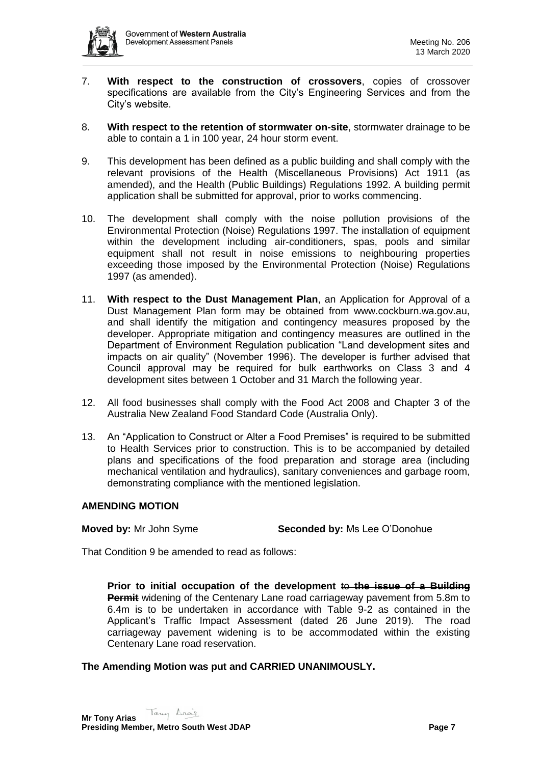7. **With respect to the construction of crossovers**, copies of crossover specifications are available from the City's Engineering Services and from the City's website.

8. **With respect to the retention of stormwater on-site**, stormwater drainage to be able to contain a 1 in 100 year, 24 hour storm event.

9. This development has been defined as a public building and shall comply with the relevant provisions of the Health (Miscellaneous Provisions) Act 1911 (as amended), and the Health (Public Buildings) Regulations 1992. A building permit application shall be submitted for approval, prior to works commencing.

10. The development shall comply with the noise pollution provisions of the Environmental Protection (Noise) Regulations 1997. The installation of equipment within the development including air-conditioners, spas, pools and similar equipment shall not result in noise emissions to neighbouring properties exceeding those imposed by the Environmental Protection (Noise) Regulations 1997 (as amended).

11. **With respect to the Dust Management Plan**, an Application for Approval of a Dust Management Plan form may be obtained from www.cockburn.wa.gov.au, and shall identify the mitigation and contingency measures proposed by the developer. Appropriate mitigation and contingency measures are outlined in the Department of Environment Regulation publication "Land development sites and impacts on air quality" (November 1996). The developer is further advised that Council approval may be required for bulk earthworks on Class 3 and 4 development sites between 1 October and 31 March the following year.

12. All food businesses shall comply with the Food Act 2008 and Chapter 3 of the Australia New Zealand Food Standard Code (Australia Only).

13. An "Application to Construct or Alter a Food Premises" is required to be submitted to Health Services prior to construction. This is to be accompanied by detailed plans and specifications of the food preparation and storage area (including mechanical ventilation and hydraulics), sanitary conveniences and garbage room, demonstrating compliance with the mentioned legislation.

**AMENDING MOTION**

**Moved by:** Mr John Syme **Seconded by:** Ms Lee O'Donohue

That Condition 9 be amended to read as follows:

> **Prior to initial occupation of the development** ~~to~~ ~~**the issue of a Building Permit**~~ widening of the Centenary Lane road carriageway pavement from 5.8m to 6.4m is to be undertaken in accordance with Table 9-2 as contained in the Applicant's Traffic Impact Assessment (dated 26 June 2019). The road carriageway pavement widening is to be accommodated within the existing Centenary Lane road reservation.

**The Amending Motion was put and CARRIED UNANIMOUSLY.**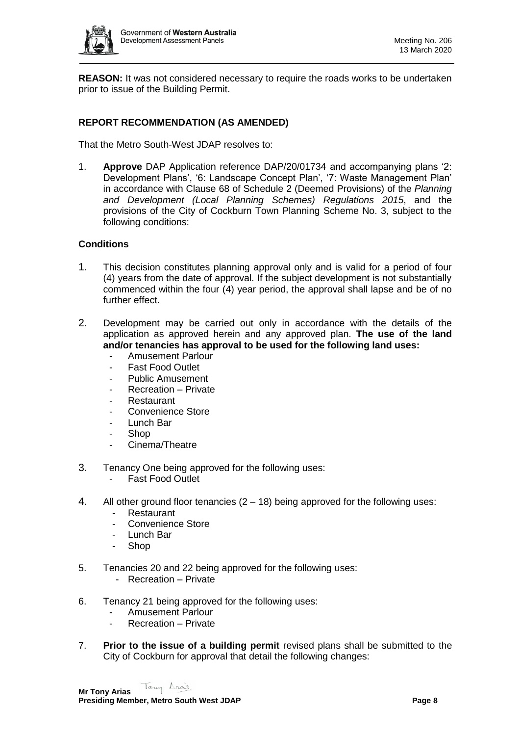**REASON:** It was not considered necessary to require the roads works to be undertaken prior to issue of the Building Permit.

**REPORT RECOMMENDATION (AS AMENDED)**

That the Metro South-West JDAP resolves to:

1. **Approve** DAP Application reference DAP/20/01734 and accompanying plans '2: Development Plans', '6: Landscape Concept Plan', '7: Waste Management Plan' in accordance with Clause 68 of Schedule 2 (Deemed Provisions) of the *Planning and Development (Local Planning Schemes) Regulations 2015*, and the provisions of the City of Cockburn Town Planning Scheme No. 3, subject to the following conditions:

**Conditions**

1. This decision constitutes planning approval only and is valid for a period of four (4) years from the date of approval. If the subject development is not substantially commenced within the four (4) year period, the approval shall lapse and be of no further effect.

2. Development may be carried out only in accordance with the details of the application as approved herein and any approved plan. **The use of the land and/or tenancies has approval to be used for the following land uses:**
   - Amusement Parlour
   - Fast Food Outlet
   - Public Amusement
   - Recreation – Private
   - Restaurant
   - Convenience Store
   - Lunch Bar
   - Shop
   - Cinema/Theatre

3. Tenancy One being approved for the following uses:
   - Fast Food Outlet

4. All other ground floor tenancies (2 – 18) being approved for the following uses:
   - Restaurant
   - Convenience Store
   - Lunch Bar
   - Shop

5. Tenancies 20 and 22 being approved for the following uses:
   - Recreation – Private

6. Tenancy 21 being approved for the following uses:
   - Amusement Parlour
   - Recreation – Private

7. **Prior to the issue of a building permit** revised plans shall be submitted to the City of Cockburn for approval that detail the following changes:

**Mr Tony Arias**
**Presiding Member, Metro South West JDAP**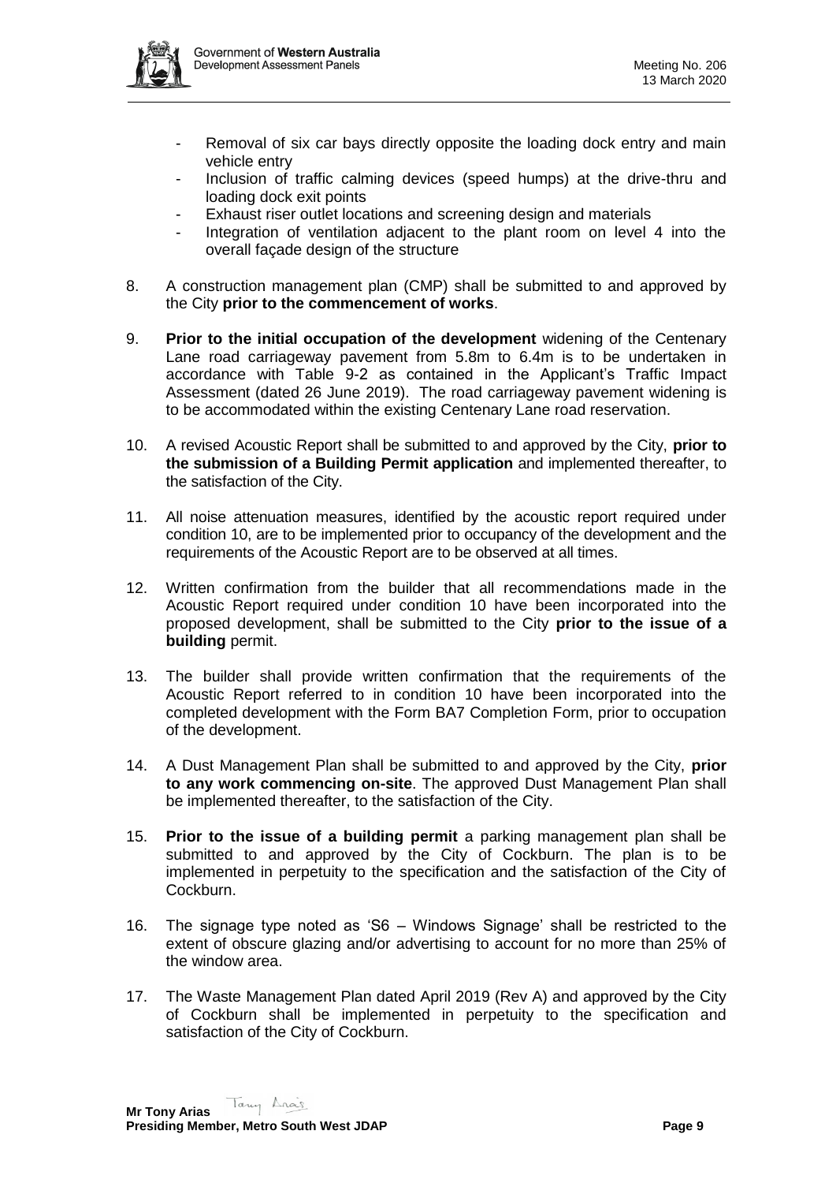- Removal of six car bays directly opposite the loading dock entry and main vehicle entry
- Inclusion of traffic calming devices (speed humps) at the drive-thru and loading dock exit points
- Exhaust riser outlet locations and screening design and materials
- Integration of ventilation adjacent to the plant room on level 4 into the overall façade design of the structure

8. A construction management plan (CMP) shall be submitted to and approved by the City **prior to the commencement of works**.

9. **Prior to the initial occupation of the development** widening of the Centenary Lane road carriageway pavement from 5.8m to 6.4m is to be undertaken in accordance with Table 9-2 as contained in the Applicant's Traffic Impact Assessment (dated 26 June 2019). The road carriageway pavement widening is to be accommodated within the existing Centenary Lane road reservation.

10. A revised Acoustic Report shall be submitted to and approved by the City, **prior to the submission of a Building Permit application** and implemented thereafter, to the satisfaction of the City.

11. All noise attenuation measures, identified by the acoustic report required under condition 10, are to be implemented prior to occupancy of the development and the requirements of the Acoustic Report are to be observed at all times.

12. Written confirmation from the builder that all recommendations made in the Acoustic Report required under condition 10 have been incorporated into the proposed development, shall be submitted to the City **prior to the issue of a building** permit.

13. The builder shall provide written confirmation that the requirements of the Acoustic Report referred to in condition 10 have been incorporated into the completed development with the Form BA7 Completion Form, prior to occupation of the development.

14. A Dust Management Plan shall be submitted to and approved by the City, **prior to any work commencing on-site**. The approved Dust Management Plan shall be implemented thereafter, to the satisfaction of the City.

15. **Prior to the issue of a building permit** a parking management plan shall be submitted to and approved by the City of Cockburn. The plan is to be implemented in perpetuity to the specification and the satisfaction of the City of Cockburn.

16. The signage type noted as 'S6 – Windows Signage' shall be restricted to the extent of obscure glazing and/or advertising to account for no more than 25% of the window area.

17. The Waste Management Plan dated April 2019 (Rev A) and approved by the City of Cockburn shall be implemented in perpetuity to the specification and satisfaction of the City of Cockburn.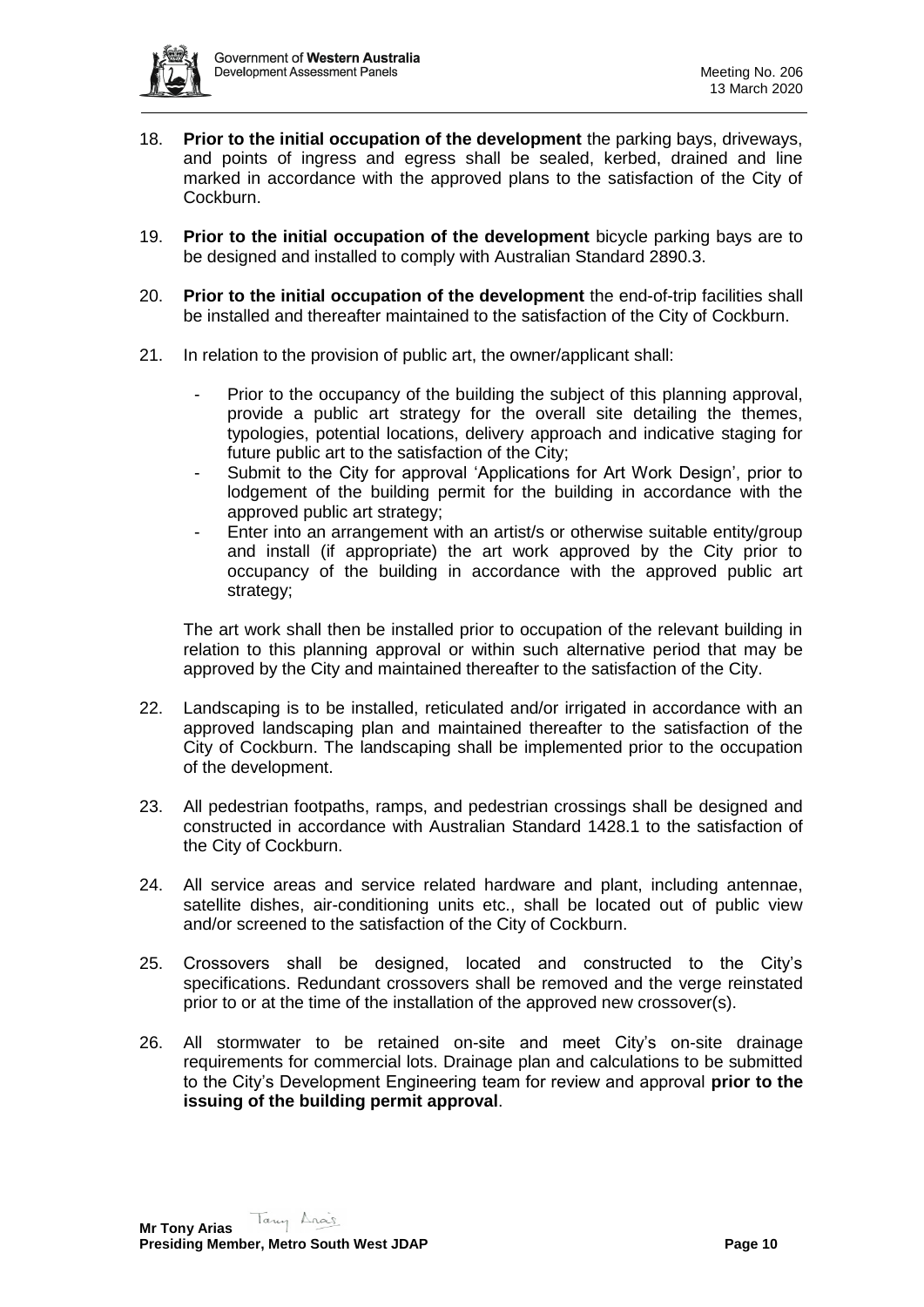18. **Prior to the initial occupation of the development** the parking bays, driveways, and points of ingress and egress shall be sealed, kerbed, drained and line marked in accordance with the approved plans to the satisfaction of the City of Cockburn.

19. **Prior to the initial occupation of the development** bicycle parking bays are to be designed and installed to comply with Australian Standard 2890.3.

20. **Prior to the initial occupation of the development** the end-of-trip facilities shall be installed and thereafter maintained to the satisfaction of the City of Cockburn.

21. In relation to the provision of public art, the owner/applicant shall:

    - Prior to the occupancy of the building the subject of this planning approval, provide a public art strategy for the overall site detailing the themes, typologies, potential locations, delivery approach and indicative staging for future public art to the satisfaction of the City;
    - Submit to the City for approval 'Applications for Art Work Design', prior to lodgement of the building permit for the building in accordance with the approved public art strategy;
    - Enter into an arrangement with an artist/s or otherwise suitable entity/group and install (if appropriate) the art work approved by the City prior to occupancy of the building in accordance with the approved public art strategy;

    The art work shall then be installed prior to occupation of the relevant building in relation to this planning approval or within such alternative period that may be approved by the City and maintained thereafter to the satisfaction of the City.

22. Landscaping is to be installed, reticulated and/or irrigated in accordance with an approved landscaping plan and maintained thereafter to the satisfaction of the City of Cockburn. The landscaping shall be implemented prior to the occupation of the development.

23. All pedestrian footpaths, ramps, and pedestrian crossings shall be designed and constructed in accordance with Australian Standard 1428.1 to the satisfaction of the City of Cockburn.

24. All service areas and service related hardware and plant, including antennae, satellite dishes, air-conditioning units etc., shall be located out of public view and/or screened to the satisfaction of the City of Cockburn.

25. Crossovers shall be designed, located and constructed to the City's specifications. Redundant crossovers shall be removed and the verge reinstated prior to or at the time of the installation of the approved new crossover(s).

26. All stormwater to be retained on-site and meet City's on-site drainage requirements for commercial lots. Drainage plan and calculations to be submitted to the City's Development Engineering team for review and approval **prior to the issuing of the building permit approval**.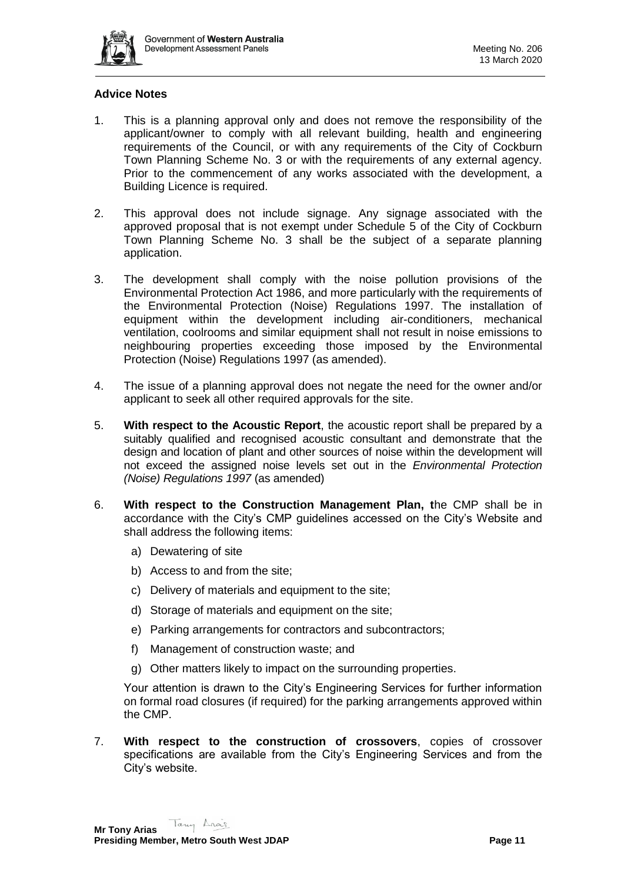### Advice Notes

1. This is a planning approval only and does not remove the responsibility of the applicant/owner to comply with all relevant building, health and engineering requirements of the Council, or with any requirements of the City of Cockburn Town Planning Scheme No. 3 or with the requirements of any external agency. Prior to the commencement of any works associated with the development, a Building Licence is required.

2. This approval does not include signage. Any signage associated with the approved proposal that is not exempt under Schedule 5 of the City of Cockburn Town Planning Scheme No. 3 shall be the subject of a separate planning application.

3. The development shall comply with the noise pollution provisions of the Environmental Protection Act 1986, and more particularly with the requirements of the Environmental Protection (Noise) Regulations 1997. The installation of equipment within the development including air-conditioners, mechanical ventilation, coolrooms and similar equipment shall not result in noise emissions to neighbouring properties exceeding those imposed by the Environmental Protection (Noise) Regulations 1997 (as amended).

4. The issue of a planning approval does not negate the need for the owner and/or applicant to seek all other required approvals for the site.

5. **With respect to the Acoustic Report**, the acoustic report shall be prepared by a suitably qualified and recognised acoustic consultant and demonstrate that the design and location of plant and other sources of noise within the development will not exceed the assigned noise levels set out in the *Environmental Protection (Noise) Regulations 1997* (as amended)

6. **With respect to the Construction Management Plan, t**he CMP shall be in accordance with the City's CMP guidelines accessed on the City's Website and shall address the following items:

   a) Dewatering of site
   b) Access to and from the site;
   c) Delivery of materials and equipment to the site;
   d) Storage of materials and equipment on the site;
   e) Parking arrangements for contractors and subcontractors;
   f) Management of construction waste; and
   g) Other matters likely to impact on the surrounding properties.

   Your attention is drawn to the City's Engineering Services for further information on formal road closures (if required) for the parking arrangements approved within the CMP.

7. **With respect to the construction of crossovers**, copies of crossover specifications are available from the City's Engineering Services and from the City's website.

**Mr Tony Arias**
**Presiding Member, Metro South West JDAP**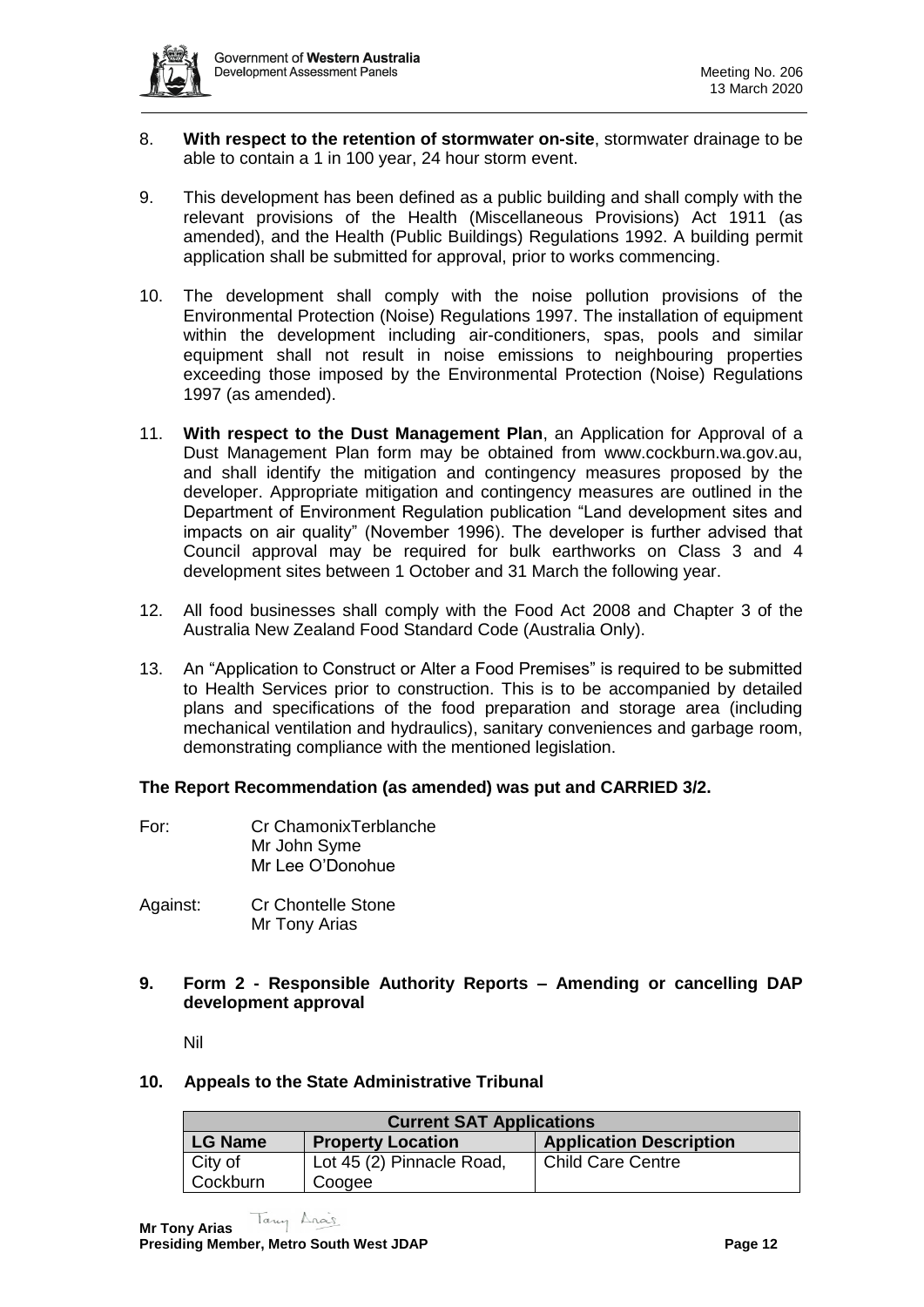8. **With respect to the retention of stormwater on-site**, stormwater drainage to be able to contain a 1 in 100 year, 24 hour storm event.

9. This development has been defined as a public building and shall comply with the relevant provisions of the Health (Miscellaneous Provisions) Act 1911 (as amended), and the Health (Public Buildings) Regulations 1992. A building permit application shall be submitted for approval, prior to works commencing.

10. The development shall comply with the noise pollution provisions of the Environmental Protection (Noise) Regulations 1997. The installation of equipment within the development including air-conditioners, spas, pools and similar equipment shall not result in noise emissions to neighbouring properties exceeding those imposed by the Environmental Protection (Noise) Regulations 1997 (as amended).

11. **With respect to the Dust Management Plan**, an Application for Approval of a Dust Management Plan form may be obtained from www.cockburn.wa.gov.au, and shall identify the mitigation and contingency measures proposed by the developer. Appropriate mitigation and contingency measures are outlined in the Department of Environment Regulation publication "Land development sites and impacts on air quality" (November 1996). The developer is further advised that Council approval may be required for bulk earthworks on Class 3 and 4 development sites between 1 October and 31 March the following year.

12. All food businesses shall comply with the Food Act 2008 and Chapter 3 of the Australia New Zealand Food Standard Code (Australia Only).

13. An "Application to Construct or Alter a Food Premises" is required to be submitted to Health Services prior to construction. This is to be accompanied by detailed plans and specifications of the food preparation and storage area (including mechanical ventilation and hydraulics), sanitary conveniences and garbage room, demonstrating compliance with the mentioned legislation.

**The Report Recommendation (as amended) was put and CARRIED 3/2.**

For: Cr ChamonixTerblanche
Mr John Syme
Mr Lee O'Donohue

Against: Cr Chontelle Stone
Mr Tony Arias

## 9. Form 2 - Responsible Authority Reports – Amending or cancelling DAP development approval

Nil

## 10. Appeals to the State Administrative Tribunal

| Current SAT Applications | | |
|---|---|---|
| **LG Name** | **Property Location** | **Application Description** |
| City of Cockburn | Lot 45 (2) Pinnacle Road, Coogee | Child Care Centre |

**Mr Tony Arias**
**Presiding Member, Metro South West JDAP**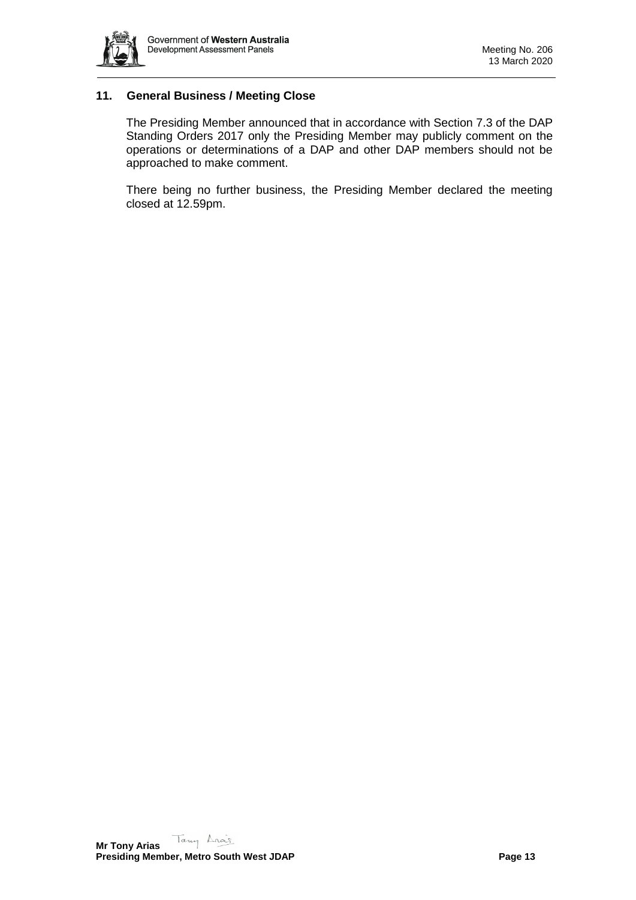## 11. General Business / Meeting Close

The Presiding Member announced that in accordance with Section 7.3 of the DAP Standing Orders 2017 only the Presiding Member may publicly comment on the operations or determinations of a DAP and other DAP members should not be approached to make comment.

There being no further business, the Presiding Member declared the meeting closed at 12.59pm.

**Mr Tony Arias**
**Presiding Member, Metro South West JDAP**